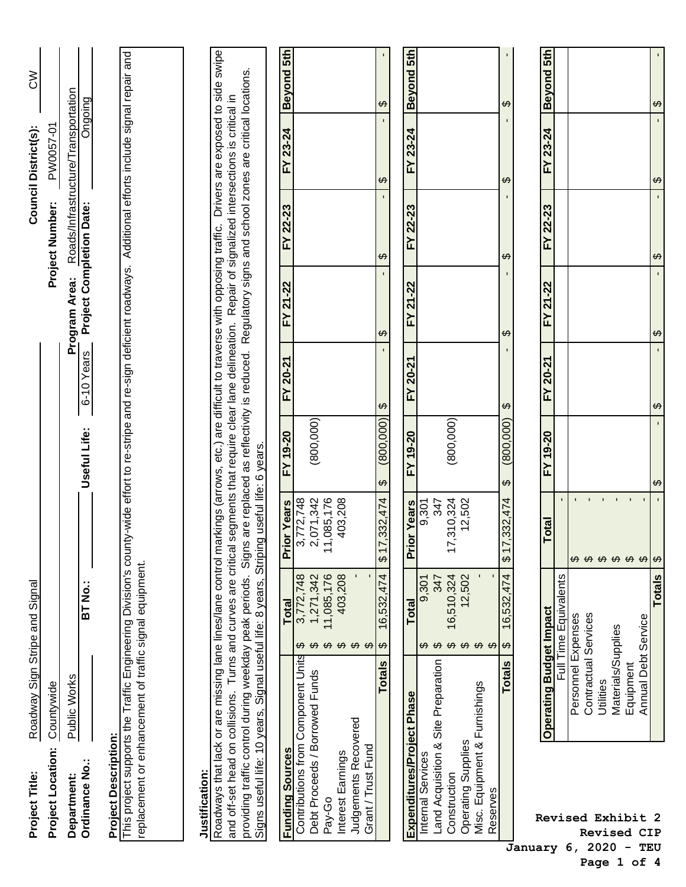**Project Title:** Roadway Sign Stripe and Signal

**Project Location:** Countywide

**Council District(s):** CW

**Department:** Public Works

**Project Number:** PW0057-01

**Program Area:** Roads/Infrastructure/Transportation

**Ordinance No.:**

**BT No.:**

**Useful Life:** 6-10 Years

**Project Completion Date:** Ongoing

**Project Description:**

This project supports the Traffic Engineering Division's county-wide effort to re-stripe and re-sign deficient roadways. Additional efforts include signal repair and replacement or enhancement of traffic signal equipment.

**Justification:**

Roadways that lack or are missing lane lines/lane control markings (arrows, etc.) are difficult to traverse with opposing traffic. Drivers are exposed to side swipe and off-set head on collisions. Turns and curves are critical segments that require clear lane delineation. Repair of signalized intersections is critical in providing traffic control during weekday peak periods. Signs are replaced as reflectivity is reduced. Regulatory signs and school zones are critical locations. Signs useful life: 10 years, Signal useful life: 8 years, Striping useful life: 6 years.

| Funding Sources | Total | Prior Years | FY 19-20 | FY 20-21 | FY 21-22 | FY 22-23 | FY 23-24 | Beyond 5th |
|---|---|---|---|---|---|---|---|---|
| Contributions from Component Units | $ 3,772,748 | 3,772,748 | | | | | | |
| Debt Proceeds / Borrowed Funds | $ 1,271,342 | 2,071,342 | (800,000) | | | | | |
| Pay-Go | $ 11,085,176 | 11,085,176 | | | | | | |
| Interest Earnings | $ 403,208 | 403,208 | | | | | | |
| Judgements Recovered | $ - | | | | | | | |
| Grant / Trust Fund | $ - | | | | | | | |
| **Totals** | $ 16,532,474 | $ 17,332,474 | $ (800,000) | $ - | $ - | $ - | $ - | $ - |

| Expenditures/Project Phase | Total | Prior Years | FY 19-20 | FY 20-21 | FY 21-22 | FY 22-23 | FY 23-24 | Beyond 5th |
|---|---|---|---|---|---|---|---|---|
| Internal Services | $ 9,301 | 9,301 | | | | | | |
| Land Acquisition & Site Preparation | $ 347 | 347 | | | | | | |
| Construction | $ 16,510,324 | 17,310,324 | (800,000) | | | | | |
| Operating Supplies | $ 12,502 | 12,502 | | | | | | |
| Misc. Equipment & Furnishings | $ - | | | | | | | |
| Reserves | $ - | | | | | | | |
| **Totals** | $ 16,532,474 | $ 17,332,474 | $ (800,000) | $ - | $ - | $ - | $ - | $ - |

| Operating Budget Impact | Total | FY 19-20 | FY 20-21 | FY 21-22 | FY 22-23 | FY 23-24 | Beyond 5th |
|---|---|---|---|---|---|---|---|
| Full Time Equivalents | - | | | | | | |
| Personnel Expenses | $ - | | | | | | |
| Contractual Services | $ - | | | | | | |
| Utilities | $ - | | | | | | |
| Materials/Supplies | $ - | | | | | | |
| Equipment | $ - | | | | | | |
| Annual Debt Service | $ - | | | | | | |
| **Totals** | $ - | $ - | $ - | $ - | $ - | $ - | $ - |

**Revised Exhibit 2**
**Revised CIP**
**January 6, 2020 - TEU**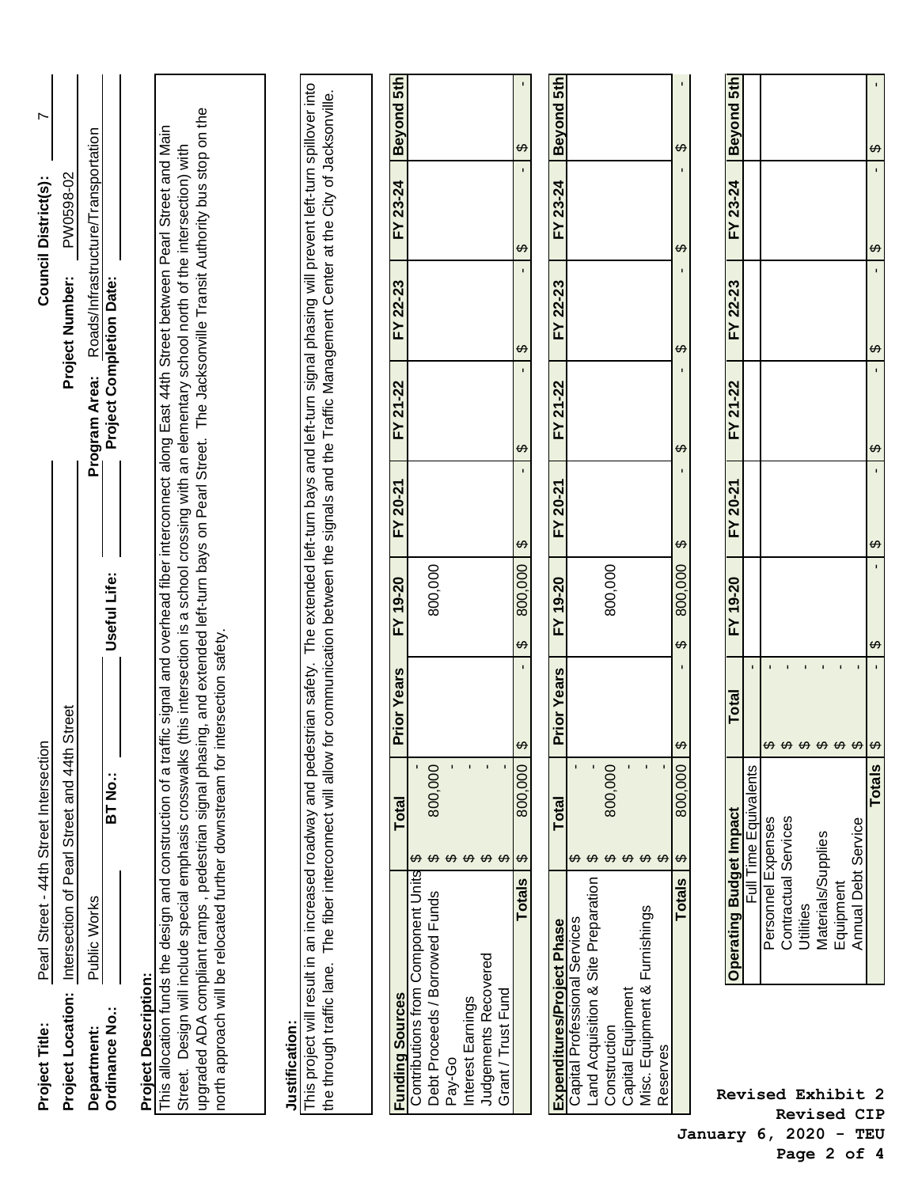| | | | |
|---|---|---|---|
| **Project Title:** | Pearl Street - 44th Street Intersection | **Council District(s):** | 7 |
| **Project Location:** | Intersection of Pearl Street and 44th Street | **Project Number:** | PW0598-02 |
| **Department:** | Public Works | **Program Area:** | Roads/Infrastructure/Transportation |
| **Ordinance No.:** | **BT No.:** | **Useful Life:** | **Project Completion Date:** |

**Project Description:**

This allocation funds the design and construction of a traffic signal and overhead fiber interconnect along East 44th Street between Pearl Street and Main Street. Design will include special emphasis crosswalks (this intersection is a school crossing with an elementary school north of the intersection) with upgraded ADA compliant ramps , pedestrian signal phasing, and extended left-turn bays on Pearl Street. The Jacksonville Transit Authority bus stop on the north approach will be relocated further downstream for intersection safety.

**Justification:**

This project will result in an increased roadway and pedestrian safety. The extended left-turn bays and left-turn signal phasing will prevent left-turn spillover into the through traffic lane. The fiber interconnect will allow for communication between the signals and the Traffic Management Center at the City of Jacksonville.

| Funding Sources | Total | Prior Years | FY 19-20 | FY 20-21 | FY 21-22 | FY 22-23 | FY 23-24 | Beyond 5th |
|---|---|---|---|---|---|---|---|---|
| Contributions from Component Units | $ - | | | | | | | |
| Debt Proceeds / Borrowed Funds | $ 800,000 | | 800,000 | | | | | |
| Pay-Go | $ - | | | | | | | |
| Interest Earnings | $ - | | | | | | | |
| Judgements Recovered | $ - | | | | | | | |
| Grant / Trust Fund | $ - | | | | | | | |
| **Totals** | $ 800,000 | $ - | $ 800,000 | $ - | $ - | $ - | $ - | $ - |

| Expenditures/Project Phase | Total | Prior Years | FY 19-20 | FY 20-21 | FY 21-22 | FY 22-23 | FY 23-24 | Beyond 5th |
|---|---|---|---|---|---|---|---|---|
| Capital Professional Services | $ - | | | | | | | |
| Land Acquisition & Site Preparation | $ - | | | | | | | |
| Construction | $ 800,000 | | 800,000 | | | | | |
| Capital Equipment | $ - | | | | | | | |
| Misc. Equipment & Furnishings | $ - | | | | | | | |
| Reserves | $ - | | | | | | | |
| **Totals** | $ 800,000 | $ - | $ 800,000 | $ - | $ - | $ - | $ - | $ - |

| Operating Budget Impact | Total | FY 19-20 | FY 20-21 | FY 21-22 | FY 22-23 | FY 23-24 | Beyond 5th |
|---|---|---|---|---|---|---|---|
| Full Time Equivalents | - | | | | | | |
| Personnel Expenses | $ - | | | | | | |
| Contractual Services | $ - | | | | | | |
| Utilities | $ - | | | | | | |
| Materials/Supplies | $ - | | | | | | |
| Equipment | $ - | | | | | | |
| Annual Debt Service | $ - | | | | | | |
| **Totals** | $ - | $ - | $ - | $ - | $ - | $ - | $ - |

**Revised Exhibit 2**
**Revised CIP**
**January 6, 2020 - TEU**
**Page 2 of 4**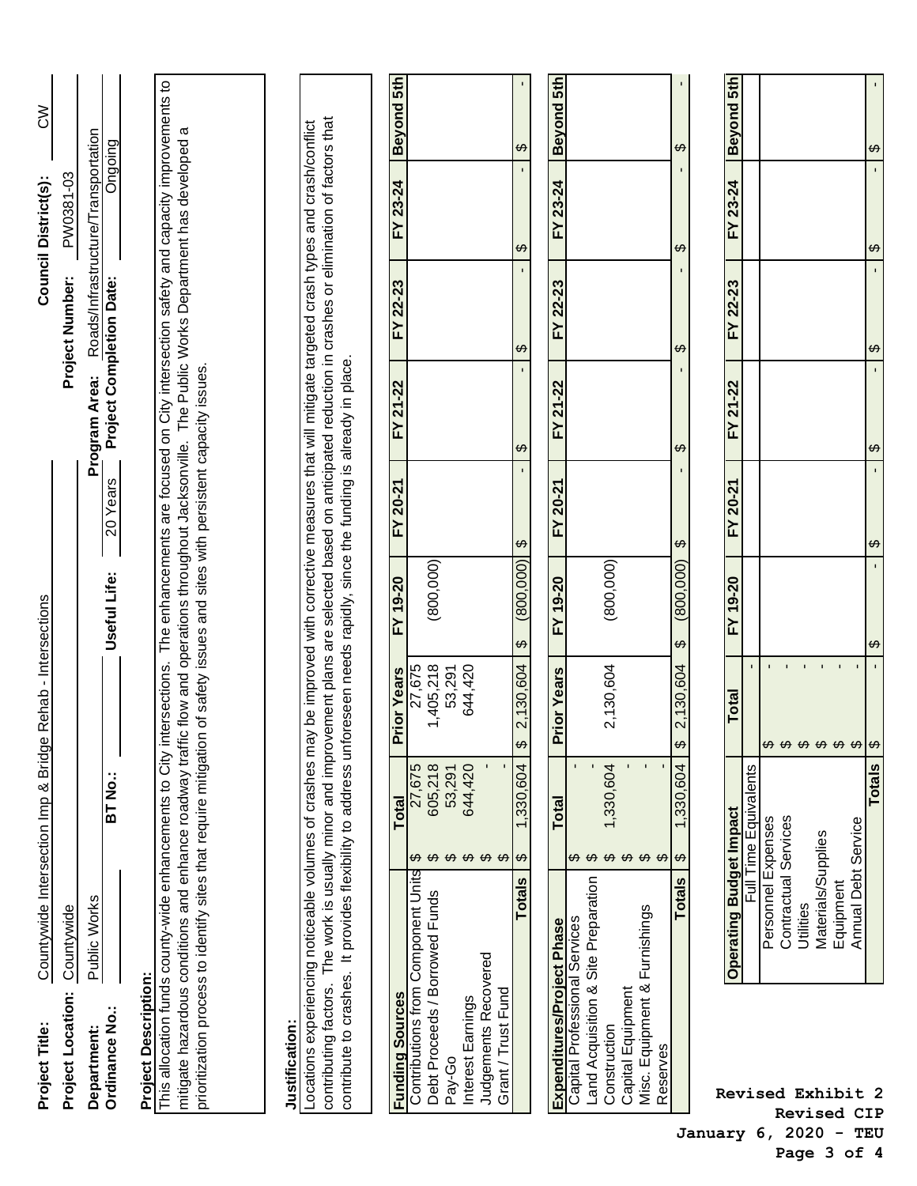**Project Title:** Countywide Intersection Imp & Bridge Rehab - Intersections

**Council District(s):** CW

**Project Location:** Countywide

**Project Number:** PW0381-03

**Department:** Public Works

**Program Area:** Roads/Infrastructure/Transportation

**Ordinance No.:**

**BT No.:**

**Useful Life:** 20 Years

**Project Completion Date:** Ongoing

**Project Description:**

This allocation funds county-wide enhancements to City intersections. The enhancements are focused on City intersection safety and capacity improvements to mitigate hazardous conditions and enhance roadway traffic flow and operations throughout Jacksonville. The Public Works Department has developed a prioritization process to identify sites that require mitigation of safety issues and sites with persistent capacity issues.

**Justification:**

Locations experiencing noticeable volumes of crashes may be improved with corrective measures that will mitigate targeted crash types and crash/conflict contributing factors. The work is usually minor and improvement plans are selected based on anticipated reduction in crashes or elimination of factors that contribute to crashes. It provides flexibility to address unforeseen needs rapidly, since the funding is already in place.

| Funding Sources | Total | Prior Years | FY 19-20 | FY 20-21 | FY 21-22 | FY 22-23 | FY 23-24 | Beyond 5th |
|---|---|---|---|---|---|---|---|---|
| Contributions from Component Units | $ 27,675 | 27,675 | | | | | | |
| Debt Proceeds / Borrowed Funds | $ 605,218 | 1,405,218 | (800,000) | | | | | |
| Pay-Go | $ 53,291 | 53,291 | | | | | | |
| Interest Earnings | $ 644,420 | 644,420 | | | | | | |
| Judgements Recovered | $ - | | | | | | | |
| Grant / Trust Fund | $ - | | | | | | | |
| **Totals** | $ 1,330,604 | $ 2,130,604 | $ (800,000) | $ - | $ - | $ - | $ - | $ - |

| Expenditures/Project Phase | Total | Prior Years | FY 19-20 | FY 20-21 | FY 21-22 | FY 22-23 | FY 23-24 | Beyond 5th |
|---|---|---|---|---|---|---|---|---|
| Capital Professional Services | $ - | | | | | | | |
| Land Acquisition & Site Preparation | $ - | | | | | | | |
| Construction | $ 1,330,604 | 2,130,604 | (800,000) | | | | | |
| Capital Equipment | $ - | | | | | | | |
| Misc. Equipment & Furnishings | $ - | | | | | | | |
| Reserves | $ - | | | | | | | |
| **Totals** | $ 1,330,604 | $ 2,130,604 | $ (800,000) | $ - | $ - | $ - | $ - | $ - |

| Operating Budget Impact | Total | FY 19-20 | FY 20-21 | FY 21-22 | FY 22-23 | FY 23-24 | Beyond 5th |
|---|---|---|---|---|---|---|---|
| Full Time Equivalents | - | | | | | | |
| Personnel Expenses | $ - | | | | | | |
| Contractual Services | $ - | | | | | | |
| Utilities | $ - | | | | | | |
| Materials/Supplies | $ - | | | | | | |
| Equipment | $ - | | | | | | |
| Annual Debt Service | $ - | | | | | | |
| **Totals** | $ - | $ - | $ - | $ - | $ - | $ - | $ - |

**Revised Exhibit 2**
**Revised CIP**
**January 6, 2020 - TEU**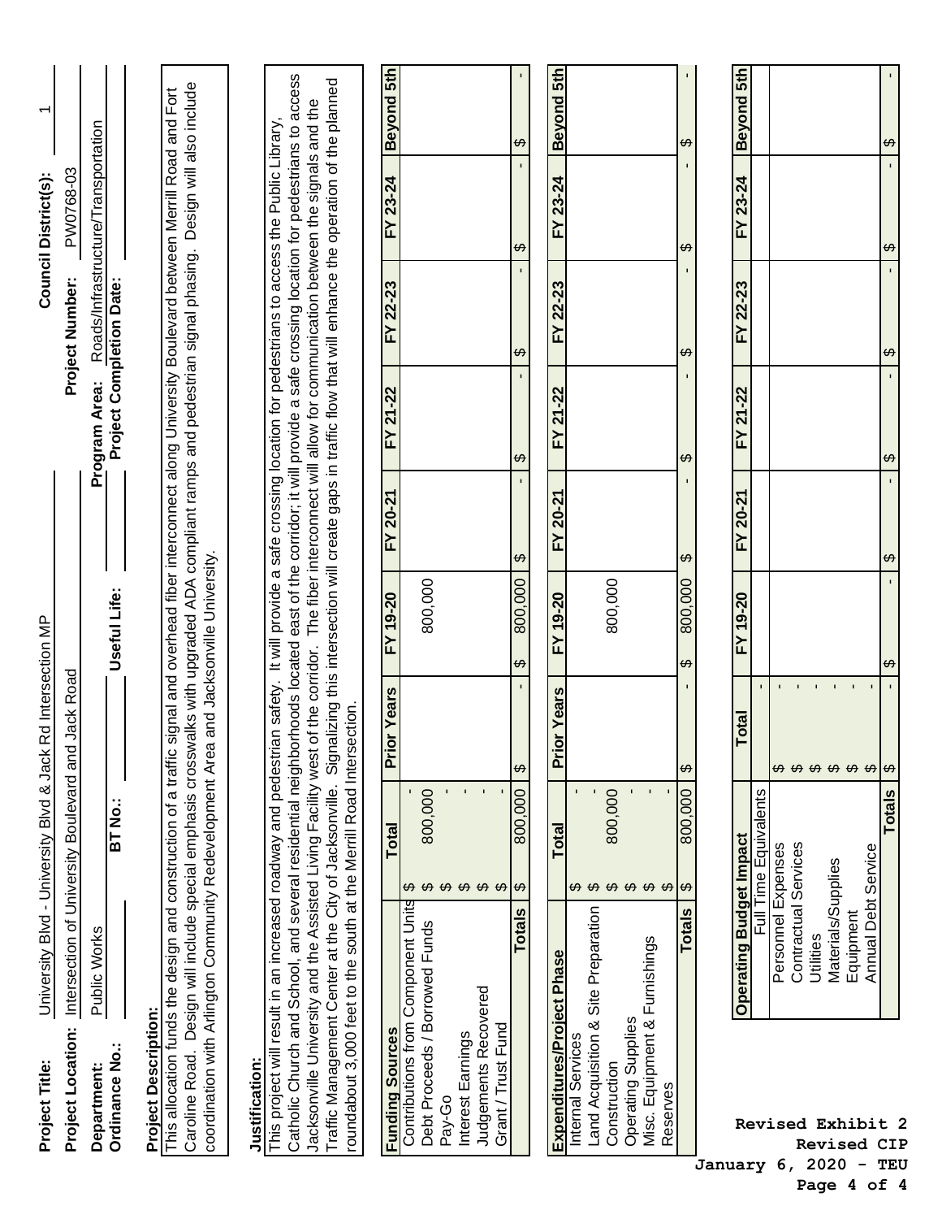**Project Title:** University Blvd - University Blvd & Jack Rd Intersection MP

**Council District(s):** 1

**Project Location:** Intersection of University Boulevard and Jack Road

**Project Number:** PW0768-03

**Department:** Public Works

**Program Area:** Roads/Infrastructure/Transportation

**Ordinance No.:**

**BT No.:**

**Useful Life:**

**Project Completion Date:**

**Project Description:**

This allocation funds the design and construction of a traffic signal and overhead fiber interconnect along University Boulevard between Merrill Road and Fort Caroline Road. Design will include special emphasis crosswalks with upgraded ADA compliant ramps and pedestrian signal phasing. Design will also include coordination with Arlington Community Redevelopment Area and Jacksonville University.

**Justification:**

This project will result in an increased roadway and pedestrian safety. It will provide a safe crossing location for pedestrians to access the Public Library, Catholic Church and School, and several residential neighborhoods located east of the corridor; it will provide a safe crossing location for pedestrians to access Jacksonville University and the Assisted Living Facility west of the corridor. The fiber interconnect will allow for communication between the signals and the Traffic Management Center at the City of Jacksonville. Signalizing this intersection will create gaps in traffic flow that will enhance the operation of the planned roundabout 3,000 feet to the south at the Merill Road Intersection.

| Funding Sources | Total | Prior Years | FY 19-20 | FY 20-21 | FY 21-22 | FY 22-23 | FY 23-24 | Beyond 5th |
|---|---|---|---|---|---|---|---|---|
| Contributions from Component Units | $ - | | | | | | | |
| Debt Proceeds / Borrowed Funds | $ 800,000 | | 800,000 | | | | | |
| Pay-Go | $ - | | | | | | | |
| Interest Earnings | $ - | | | | | | | |
| Judgements Recovered | $ - | | | | | | | |
| Grant / Trust Fund | $ - | | | | | | | |
| **Totals** | $ 800,000 | $ - | $ 800,000 | $ - | $ - | $ - | $ - | $ - |

| Expenditures/Project Phase | Total | Prior Years | FY 19-20 | FY 20-21 | FY 21-22 | FY 22-23 | FY 23-24 | Beyond 5th |
|---|---|---|---|---|---|---|---|---|
| Internal Services | $ - | | | | | | | |
| Land Acquisition & Site Preparation | $ - | | | | | | | |
| Construction | $ 800,000 | | 800,000 | | | | | |
| Operating Supplies | $ - | | | | | | | |
| Misc. Equipment & Furnishings | $ - | | | | | | | |
| Reserves | $ - | | | | | | | |
| **Totals** | $ 800,000 | $ - | $ 800,000 | $ - | $ - | $ - | $ - | $ - |

| Operating Budget Impact | Total | FY 19-20 | FY 20-21 | FY 21-22 | FY 22-23 | FY 23-24 | Beyond 5th |
|---|---|---|---|---|---|---|---|
| Full Time Equivalents | - | | | | | | |
| Personnel Expenses | $ - | | | | | | |
| Contractual Services | $ - | | | | | | |
| Utilities | $ - | | | | | | |
| Materials/Supplies | $ - | | | | | | |
| Equipment | $ - | | | | | | |
| Annual Debt Service | $ - | | | | | | |
| **Totals** | $ - | $ - | $ - | $ - | $ - | $ - | $ - |

**Revised Exhibit 2**
**Revised CIP**
**January 6, 2020 - TEU**